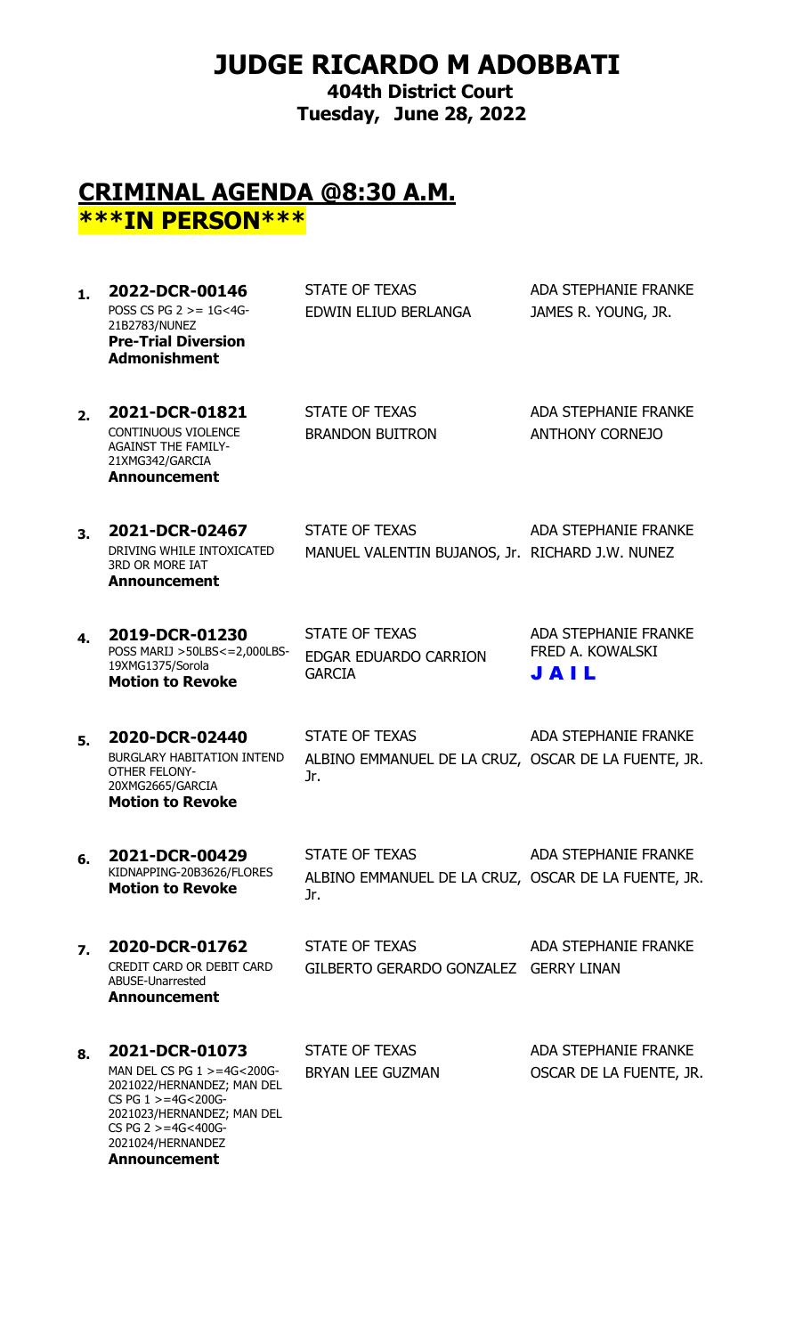# JUDGE RICARDO M ADOBBATI

**404th District Court**
**Tuesday, June 28, 2022**

## CRIMINAL AGENDA @8:30 A.M.

## \*\*\*IN PERSON\*\*\*

| # | Case | Parties | Attorneys |
|---|---|---|---|
| 1. | **2022-DCR-00146**<br>POSS CS PG 2 >= 1G<4G-21B2783/NUNEZ<br>**Pre-Trial Diversion Admonishment** | STATE OF TEXAS<br>EDWIN ELIUD BERLANGA | ADA STEPHANIE FRANKE<br>JAMES R. YOUNG, JR. |
| 2. | **2021-DCR-01821**<br>CONTINUOUS VIOLENCE AGAINST THE FAMILY-21XMG342/GARCIA<br>**Announcement** | STATE OF TEXAS<br>BRANDON BUITRON | ADA STEPHANIE FRANKE<br>ANTHONY CORNEJO |
| 3. | **2021-DCR-02467**<br>DRIVING WHILE INTOXICATED 3RD OR MORE IAT<br>**Announcement** | STATE OF TEXAS<br>MANUEL VALENTIN BUJANOS, Jr. | ADA STEPHANIE FRANKE<br>RICHARD J.W. NUNEZ |
| 4. | **2019-DCR-01230**<br>POSS MARIJ >50LBS<=2,000LBS-19XMG1375/Sorola<br>**Motion to Revoke** | STATE OF TEXAS<br>EDGAR EDUARDO CARRION GARCIA | ADA STEPHANIE FRANKE<br>FRED A. KOWALSKI<br>**J A I L** |
| 5. | **2020-DCR-02440**<br>BURGLARY HABITATION INTEND OTHER FELONY-20XMG2665/GARCIA<br>**Motion to Revoke** | STATE OF TEXAS<br>ALBINO EMMANUEL DE LA CRUZ, Jr. | ADA STEPHANIE FRANKE<br>OSCAR DE LA FUENTE, JR. |
| 6. | **2021-DCR-00429**<br>KIDNAPPING-20B3626/FLORES<br>**Motion to Revoke** | STATE OF TEXAS<br>ALBINO EMMANUEL DE LA CRUZ, Jr. | ADA STEPHANIE FRANKE<br>OSCAR DE LA FUENTE, JR. |
| 7. | **2020-DCR-01762**<br>CREDIT CARD OR DEBIT CARD ABUSE-Unarrested<br>**Announcement** | STATE OF TEXAS<br>GILBERTO GERARDO GONZALEZ | ADA STEPHANIE FRANKE<br>GERRY LINAN |
| 8. | **2021-DCR-01073**<br>MAN DEL CS PG 1 >=4G<200G-2021022/HERNANDEZ; MAN DEL CS PG 1 >=4G<200G-2021023/HERNANDEZ; MAN DEL CS PG 2 >=4G<400G-2021024/HERNANDEZ<br>**Announcement** | STATE OF TEXAS<br>BRYAN LEE GUZMAN | ADA STEPHANIE FRANKE<br>OSCAR DE LA FUENTE, JR. |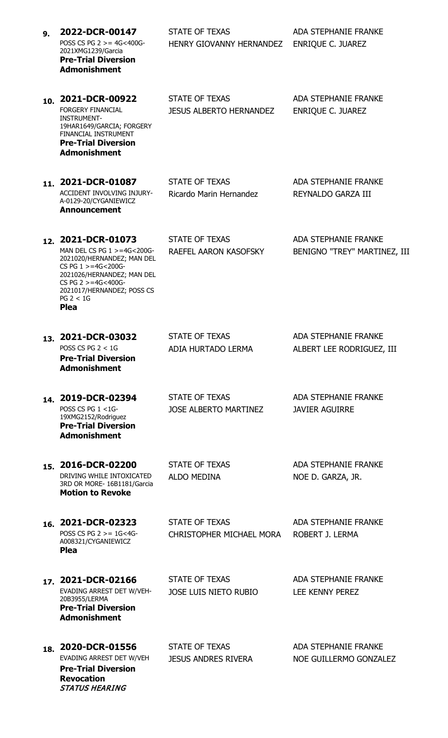9. **2022-DCR-00147**
POSS CS PG 2 >= 4G<400G-2021XMG1239/Garcia
**Pre-Trial Diversion Admonishment**

STATE OF TEXAS
HENRY GIOVANNY HERNANDEZ

ADA STEPHANIE FRANKE
ENRIQUE C. JUAREZ

10. **2021-DCR-00922**
FORGERY FINANCIAL INSTRUMENT-19HAR1649/GARCIA; FORGERY FINANCIAL INSTRUMENT
**Pre-Trial Diversion Admonishment**

STATE OF TEXAS
JESUS ALBERTO HERNANDEZ

ADA STEPHANIE FRANKE
ENRIQUE C. JUAREZ

11. **2021-DCR-01087**
ACCIDENT INVOLVING INJURY-A-0129-20/CYGANIEWICZ
**Announcement**

STATE OF TEXAS
Ricardo Marin Hernandez

ADA STEPHANIE FRANKE
REYNALDO GARZA III

12. **2021-DCR-01073**
MAN DEL CS PG 1 >=4G<200G-2021020/HERNANDEZ; MAN DEL CS PG 1 >=4G<200G-2021026/HERNANDEZ; MAN DEL CS PG 2 >=4G<400G-2021017/HERNANDEZ; POSS CS PG 2 < 1G
**Plea**

STATE OF TEXAS
RAEFEL AARON KASOFSKY

ADA STEPHANIE FRANKE
BENIGNO "TREY" MARTINEZ, III

13. **2021-DCR-03032**
POSS CS PG 2 < 1G
**Pre-Trial Diversion Admonishment**

STATE OF TEXAS
ADIA HURTADO LERMA

ADA STEPHANIE FRANKE
ALBERT LEE RODRIGUEZ, III

14. **2019-DCR-02394**
POSS CS PG 1 <1G-19XMG2152/Rodriguez
**Pre-Trial Diversion Admonishment**

STATE OF TEXAS
JOSE ALBERTO MARTINEZ

ADA STEPHANIE FRANKE
JAVIER AGUIRRE

15. **2016-DCR-02200**
DRIVING WHILE INTOXICATED 3RD OR MORE- 16B1181/Garcia
**Motion to Revoke**

STATE OF TEXAS
ALDO MEDINA

ADA STEPHANIE FRANKE
NOE D. GARZA, JR.

16. **2021-DCR-02323**
POSS CS PG 2 >= 1G<4G-A008321/CYGANIEWICZ
**Plea**

STATE OF TEXAS
CHRISTOPHER MICHAEL MORA

ADA STEPHANIE FRANKE
ROBERT J. LERMA

17. **2021-DCR-02166**
EVADING ARREST DET W/VEH-20B3955/LERMA
**Pre-Trial Diversion Admonishment**

STATE OF TEXAS
JOSE LUIS NIETO RUBIO

ADA STEPHANIE FRANKE
LEE KENNY PEREZ

18. **2020-DCR-01556**
EVADING ARREST DET W/VEH
**Pre-Trial Diversion Revocation**
***STATUS HEARING***

STATE OF TEXAS
JESUS ANDRES RIVERA

ADA STEPHANIE FRANKE
NOE GUILLERMO GONZALEZ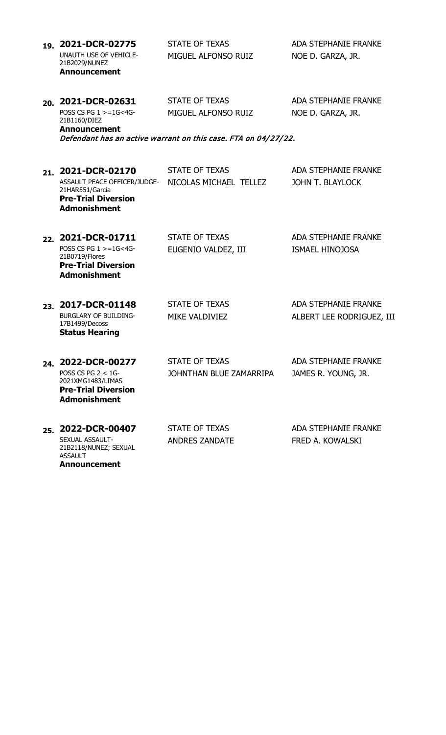**19.** **2021-DCR-02775**
UNAUTH USE OF VEHICLE-21B2029/NUNEZ
**Announcement**

STATE OF TEXAS
MIGUEL ALFONSO RUIZ

ADA STEPHANIE FRANKE
NOE D. GARZA, JR.

**20.** **2021-DCR-02631**
POSS CS PG 1 >=1G<4G-21B1160/DIEZ
**Announcement**

STATE OF TEXAS
MIGUEL ALFONSO RUIZ

ADA STEPHANIE FRANKE
NOE D. GARZA, JR.

*Defendant has an active warrant on this case. FTA on 04/27/22.*

**21.** **2021-DCR-02170**
ASSAULT PEACE OFFICER/JUDGE-21HAR551/Garcia
**Pre-Trial Diversion Admonishment**

STATE OF TEXAS
NICOLAS MICHAEL TELLEZ

ADA STEPHANIE FRANKE
JOHN T. BLAYLOCK

**22.** **2021-DCR-01711**
POSS CS PG 1 >=1G<4G-21B0719/Flores
**Pre-Trial Diversion Admonishment**

STATE OF TEXAS
EUGENIO VALDEZ, III

ADA STEPHANIE FRANKE
ISMAEL HINOJOSA

**23.** **2017-DCR-01148**
BURGLARY OF BUILDING-17B1499/Decoss
**Status Hearing**

STATE OF TEXAS
MIKE VALDIVIEZ

ADA STEPHANIE FRANKE
ALBERT LEE RODRIGUEZ, III

**24.** **2022-DCR-00277**
POSS CS PG 2 < 1G-2021XMG1483/LIMAS
**Pre-Trial Diversion Admonishment**

STATE OF TEXAS
JOHNTHAN BLUE ZAMARRIPA

ADA STEPHANIE FRANKE
JAMES R. YOUNG, JR.

**25.** **2022-DCR-00407**
SEXUAL ASSAULT-21B2118/NUNEZ; SEXUAL ASSAULT
**Announcement**

STATE OF TEXAS
ANDRES ZANDATE

ADA STEPHANIE FRANKE
FRED A. KOWALSKI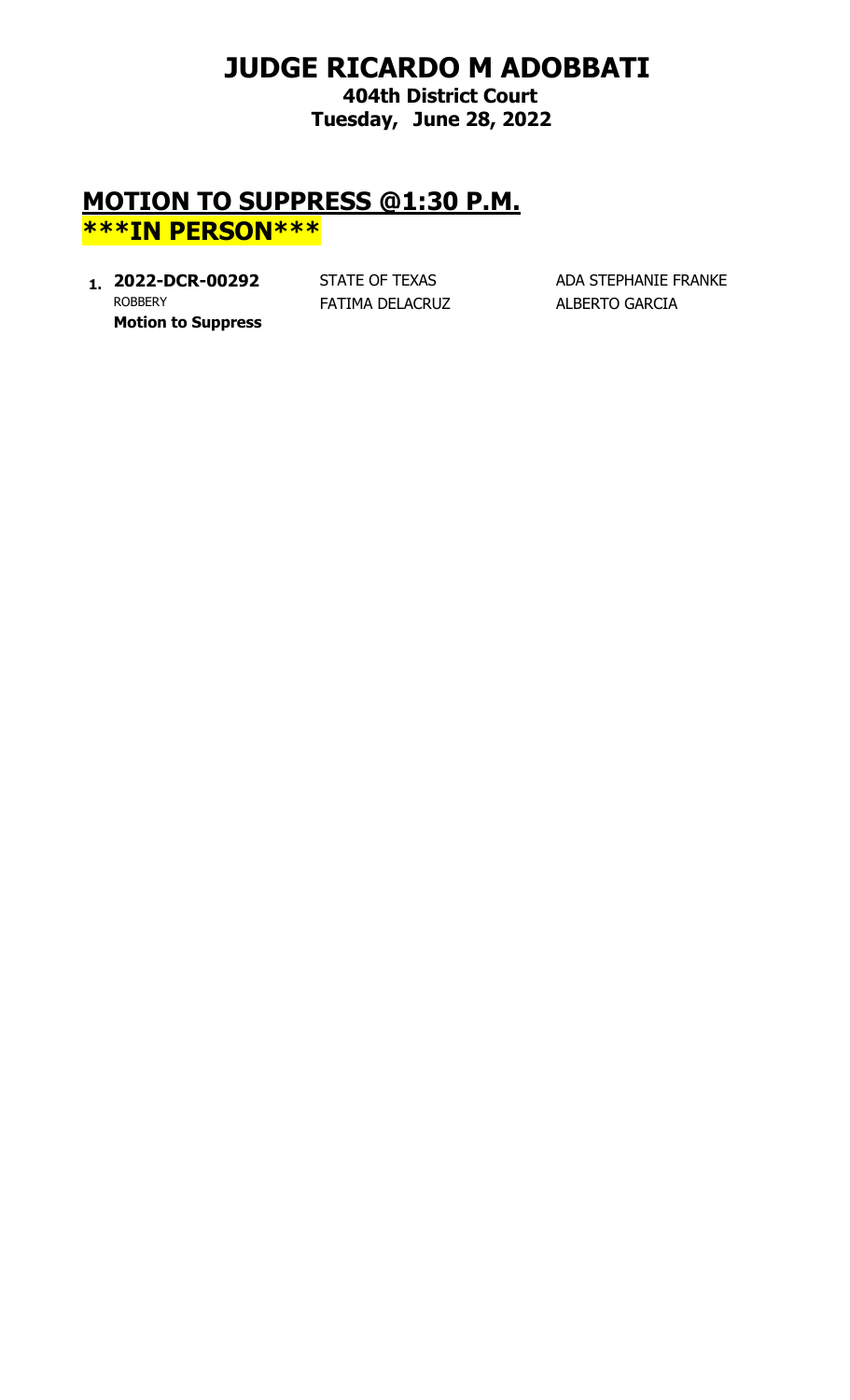# JUDGE RICARDO M ADOBBATI

**404th District Court**

**Tuesday, June 28, 2022**

## MOTION TO SUPPRESS @1:30 P.M.

## ***IN PERSON***

| | | | |
|---|---|---|---|
| 1. | **2022-DCR-00292** | STATE OF TEXAS | ADA STEPHANIE FRANKE |
| | ROBBERY | FATIMA DELACRUZ | ALBERTO GARCIA |
| | **Motion to Suppress** | | |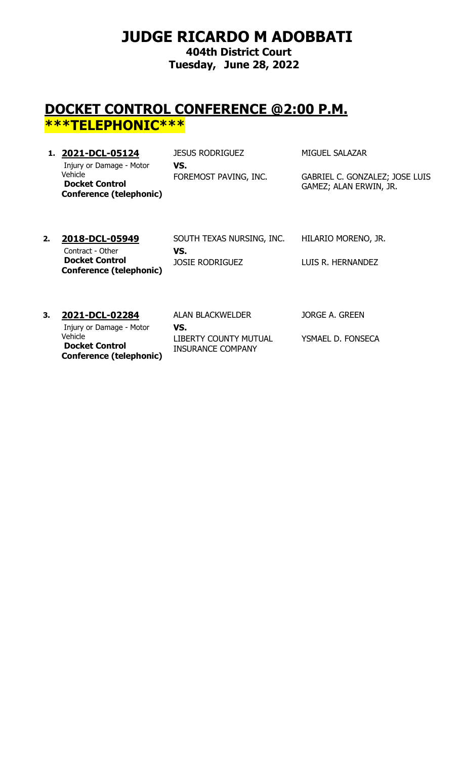# JUDGE RICARDO M ADOBBATI

**404th District Court**
**Tuesday, June 28, 2022**

## DOCKET CONTROL CONFERENCE @2:00 P.M.
## ***TELEPHONIC***

| | | | |
|---|---|---|---|
| 1. | **2021-DCL-05124**<br>Injury or Damage - Motor Vehicle<br>**Docket Control Conference (telephonic)** | JESUS RODRIGUEZ<br>**VS.**<br>FOREMOST PAVING, INC. | MIGUEL SALAZAR<br><br>GABRIEL C. GONZALEZ; JOSE LUIS GAMEZ; ALAN ERWIN, JR. |
| 2. | **2018-DCL-05949**<br>Contract - Other<br>**Docket Control Conference (telephonic)** | SOUTH TEXAS NURSING, INC.<br>**VS.**<br>JOSIE RODRIGUEZ | HILARIO MORENO, JR.<br><br>LUIS R. HERNANDEZ |
| 3. | **2021-DCL-02284**<br>Injury or Damage - Motor Vehicle<br>**Docket Control Conference (telephonic)** | ALAN BLACKWELDER<br>**VS.**<br>LIBERTY COUNTY MUTUAL INSURANCE COMPANY | JORGE A. GREEN<br><br>YSMAEL D. FONSECA |